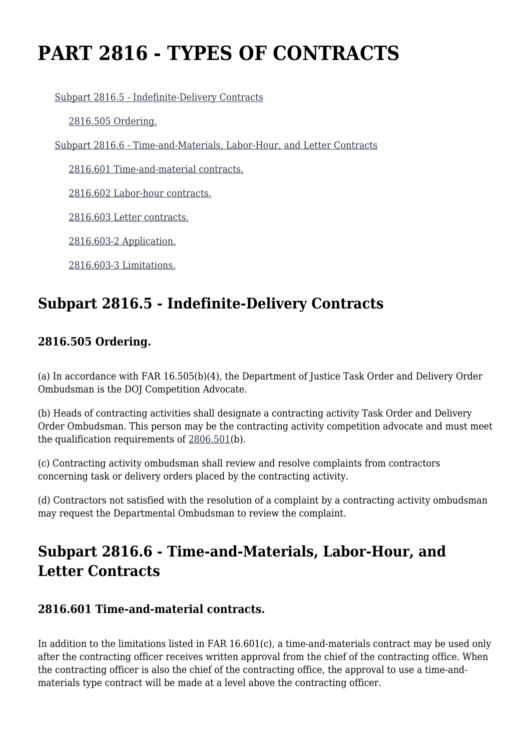# PART 2816 - TYPES OF CONTRACTS

- Subpart 2816.5 - Indefinite-Delivery Contracts
  - 2816.505 Ordering.
- Subpart 2816.6 - Time-and-Materials, Labor-Hour, and Letter Contracts
  - 2816.601 Time-and-material contracts.
  - 2816.602 Labor-hour contracts.
  - 2816.603 Letter contracts.
  - 2816.603-2 Application.
  - 2816.603-3 Limitations.

## Subpart 2816.5 - Indefinite-Delivery Contracts

### 2816.505 Ordering.

(a) In accordance with FAR 16.505(b)(4), the Department of Justice Task Order and Delivery Order Ombudsman is the DOJ Competition Advocate.

(b) Heads of contracting activities shall designate a contracting activity Task Order and Delivery Order Ombudsman. This person may be the contracting activity competition advocate and must meet the qualification requirements of 2806.501(b).

(c) Contracting activity ombudsman shall review and resolve complaints from contractors concerning task or delivery orders placed by the contracting activity.

(d) Contractors not satisfied with the resolution of a complaint by a contracting activity ombudsman may request the Departmental Ombudsman to review the complaint.

## Subpart 2816.6 - Time-and-Materials, Labor-Hour, and Letter Contracts

### 2816.601 Time-and-material contracts.

In addition to the limitations listed in FAR 16.601(c), a time-and-materials contract may be used only after the contracting officer receives written approval from the chief of the contracting office. When the contracting officer is also the chief of the contracting office, the approval to use a time-and-materials type contract will be made at a level above the contracting officer.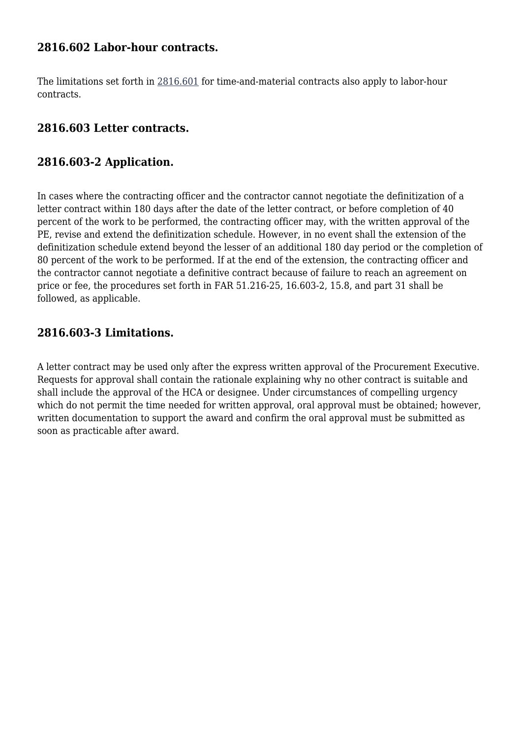### 2816.602 Labor-hour contracts.

The limitations set forth in 2816.601 for time-and-material contracts also apply to labor-hour contracts.

### 2816.603 Letter contracts.

### 2816.603-2 Application.

In cases where the contracting officer and the contractor cannot negotiate the definitization of a letter contract within 180 days after the date of the letter contract, or before completion of 40 percent of the work to be performed, the contracting officer may, with the written approval of the PE, revise and extend the definitization schedule. However, in no event shall the extension of the definitization schedule extend beyond the lesser of an additional 180 day period or the completion of 80 percent of the work to be performed. If at the end of the extension, the contracting officer and the contractor cannot negotiate a definitive contract because of failure to reach an agreement on price or fee, the procedures set forth in FAR 51.216-25, 16.603-2, 15.8, and part 31 shall be followed, as applicable.

### 2816.603-3 Limitations.

A letter contract may be used only after the express written approval of the Procurement Executive. Requests for approval shall contain the rationale explaining why no other contract is suitable and shall include the approval of the HCA or designee. Under circumstances of compelling urgency which do not permit the time needed for written approval, oral approval must be obtained; however, written documentation to support the award and confirm the oral approval must be submitted as soon as practicable after award.